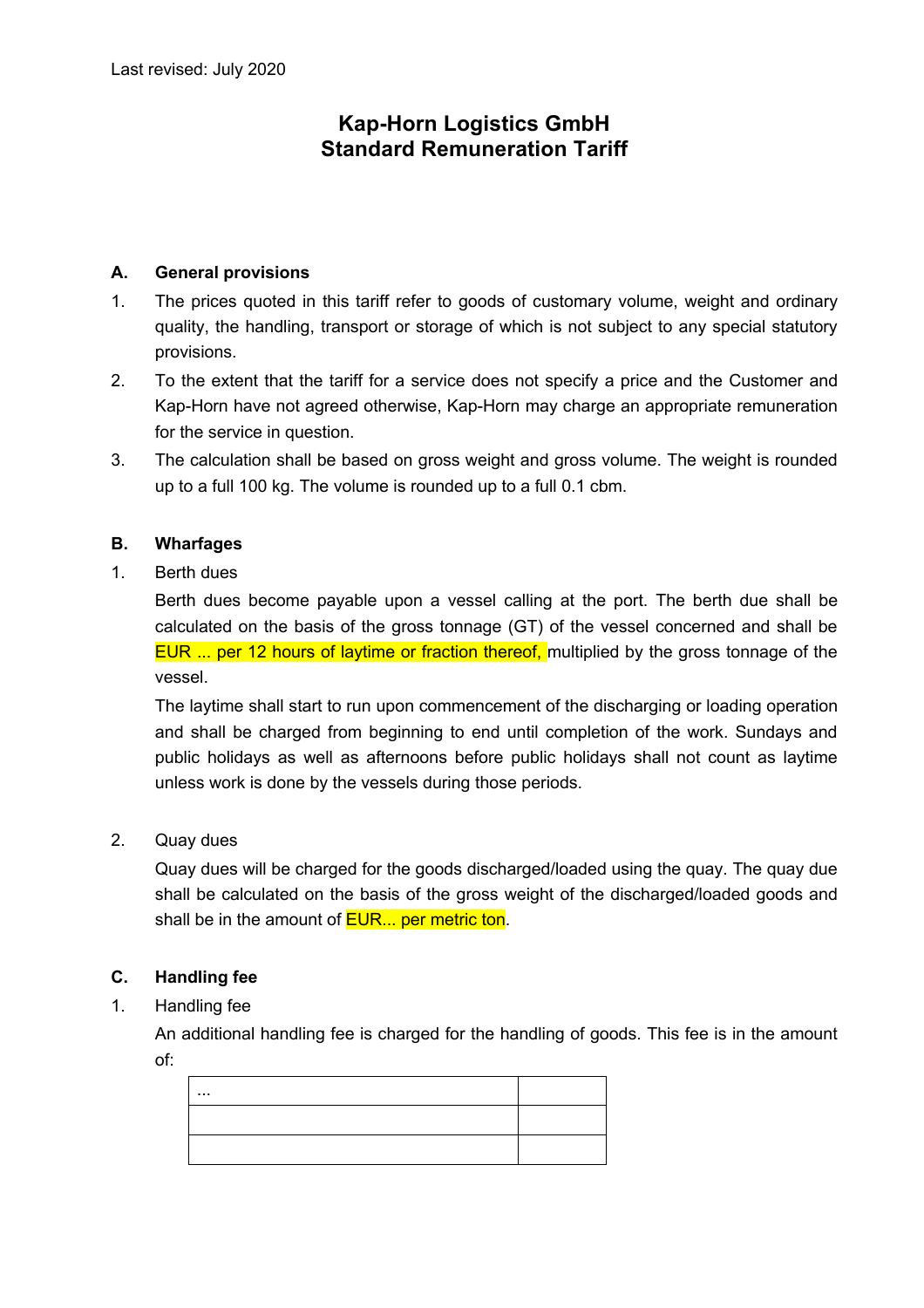Last revised: July 2020

# Kap-Horn Logistics GmbH
# Standard Remuneration Tariff

## A. General provisions

1. The prices quoted in this tariff refer to goods of customary volume, weight and ordinary quality, the handling, transport or storage of which is not subject to any special statutory provisions.
2. To the extent that the tariff for a service does not specify a price and the Customer and Kap-Horn have not agreed otherwise, Kap-Horn may charge an appropriate remuneration for the service in question.
3. The calculation shall be based on gross weight and gross volume. The weight is rounded up to a full 100 kg. The volume is rounded up to a full 0.1 cbm.

## B. Wharfages

1. Berth dues

   Berth dues become payable upon a vessel calling at the port. The berth due shall be calculated on the basis of the gross tonnage (GT) of the vessel concerned and shall be EUR ... per 12 hours of laytime or fraction thereof, multiplied by the gross tonnage of the vessel.

   The laytime shall start to run upon commencement of the discharging or loading operation and shall be charged from beginning to end until completion of the work. Sundays and public holidays as well as afternoons before public holidays shall not count as laytime unless work is done by the vessels during those periods.

2. Quay dues

   Quay dues will be charged for the goods discharged/loaded using the quay. The quay due shall be calculated on the basis of the gross weight of the discharged/loaded goods and shall be in the amount of EUR... per metric ton.

## C. Handling fee

1. Handling fee

   An additional handling fee is charged for the handling of goods. This fee is in the amount of:

| ... | |
|---|---|
| | |
| | |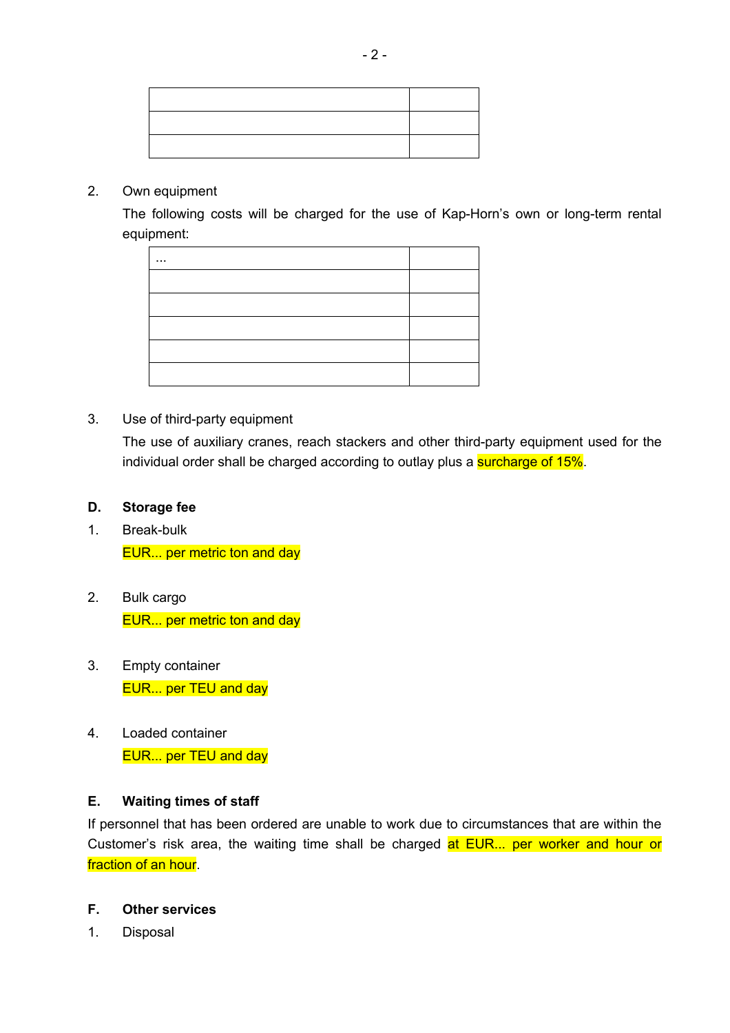| | |
|---|---|
| | |
| | |

2. Own equipment

   The following costs will be charged for the use of Kap-Horn's own or long-term rental equipment:

| ... | |
|---|---|
| | |
| | |
| | |
| | |
| | |

3. Use of third-party equipment

   The use of auxiliary cranes, reach stackers and other third-party equipment used for the individual order shall be charged according to outlay plus a surcharge of 15%.

**D. Storage fee**

1. Break-bulk

   EUR... per metric ton and day

2. Bulk cargo

   EUR... per metric ton and day

3. Empty container

   EUR... per TEU and day

4. Loaded container

   EUR... per TEU and day

**E. Waiting times of staff**

If personnel that has been ordered are unable to work due to circumstances that are within the Customer's risk area, the waiting time shall be charged at EUR... per worker and hour or fraction of an hour.

**F. Other services**

1. Disposal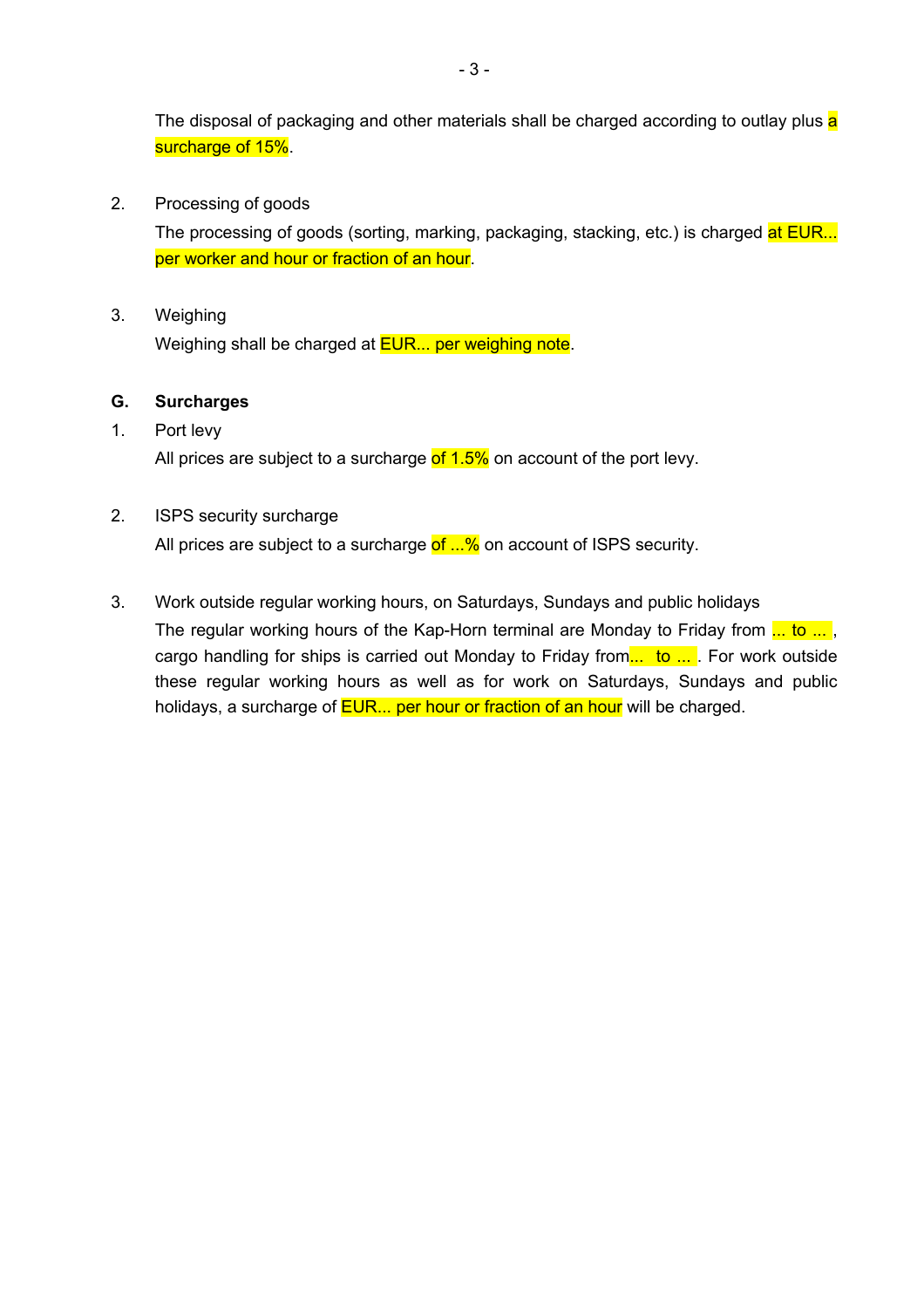The disposal of packaging and other materials shall be charged according to outlay plus a surcharge of 15%.

2. Processing of goods

   The processing of goods (sorting, marking, packaging, stacking, etc.) is charged at EUR... per worker and hour or fraction of an hour.

3. Weighing

   Weighing shall be charged at EUR... per weighing note.

**G. Surcharges**

1. Port levy

   All prices are subject to a surcharge of 1.5% on account of the port levy.

2. ISPS security surcharge

   All prices are subject to a surcharge of ...% on account of ISPS security.

3. Work outside regular working hours, on Saturdays, Sundays and public holidays

   The regular working hours of the Kap-Horn terminal are Monday to Friday from ... to ... , cargo handling for ships is carried out Monday to Friday from... to ... . For work outside these regular working hours as well as for work on Saturdays, Sundays and public holidays, a surcharge of EUR... per hour or fraction of an hour will be charged.